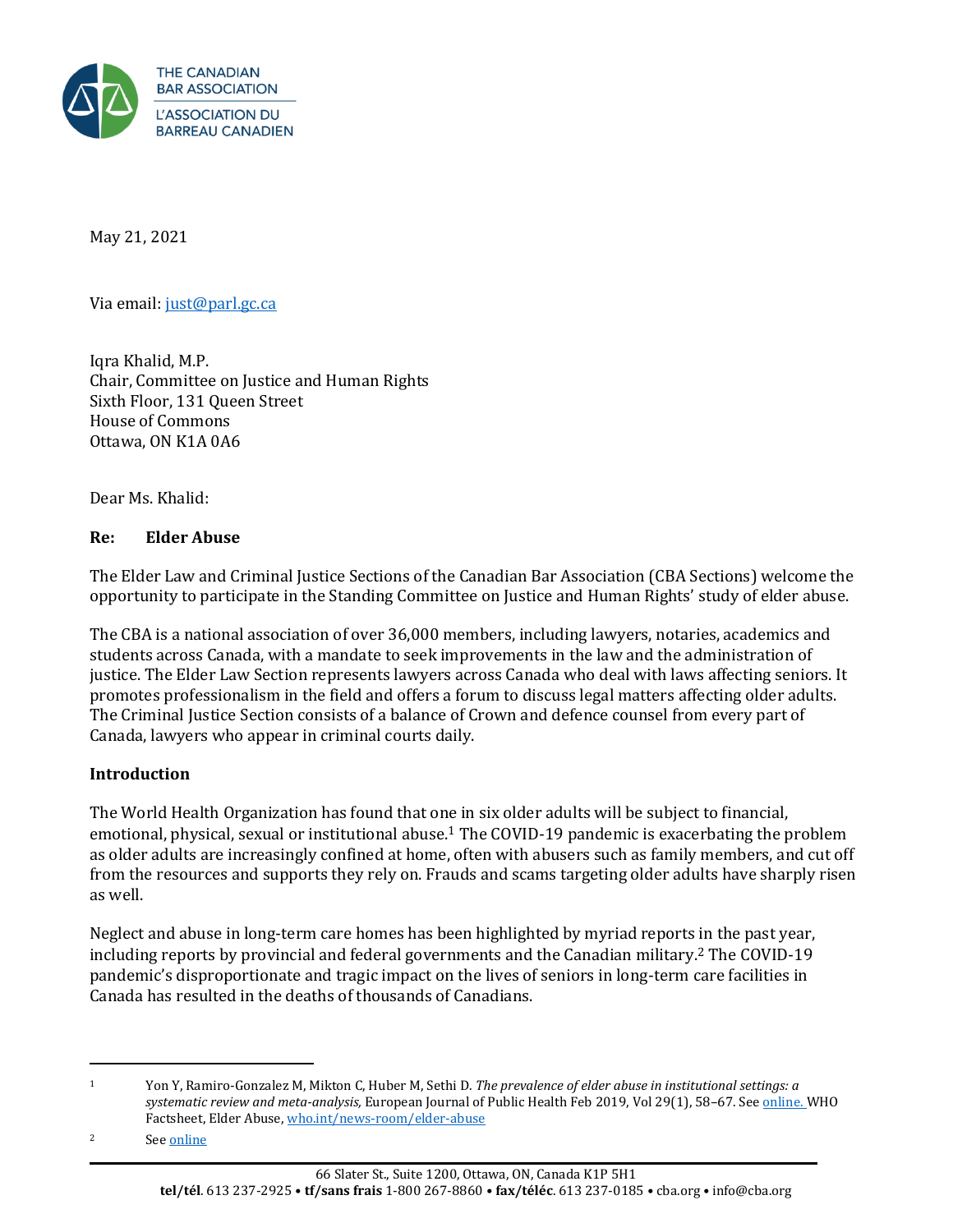May 21, 2021

Via email: just@parl.gc.ca

Iqra Khalid, M.P.
Chair, Committee on Justice and Human Rights
Sixth Floor, 131 Queen Street
House of Commons
Ottawa, ON K1A 0A6

Dear Ms. Khalid:

**Re: Elder Abuse**

The Elder Law and Criminal Justice Sections of the Canadian Bar Association (CBA Sections) welcome the opportunity to participate in the Standing Committee on Justice and Human Rights' study of elder abuse.

The CBA is a national association of over 36,000 members, including lawyers, notaries, academics and students across Canada, with a mandate to seek improvements in the law and the administration of justice. The Elder Law Section represents lawyers across Canada who deal with laws affecting seniors. It promotes professionalism in the field and offers a forum to discuss legal matters affecting older adults. The Criminal Justice Section consists of a balance of Crown and defence counsel from every part of Canada, lawyers who appear in criminal courts daily.

**Introduction**

The World Health Organization has found that one in six older adults will be subject to financial, emotional, physical, sexual or institutional abuse.[1] The COVID-19 pandemic is exacerbating the problem as older adults are increasingly confined at home, often with abusers such as family members, and cut off from the resources and supports they rely on. Frauds and scams targeting older adults have sharply risen as well.

Neglect and abuse in long-term care homes has been highlighted by myriad reports in the past year, including reports by provincial and federal governments and the Canadian military.[2] The COVID-19 pandemic's disproportionate and tragic impact on the lives of seniors in long-term care facilities in Canada has resulted in the deaths of thousands of Canadians.

---

[1] Yon Y, Ramiro-Gonzalez M, Mikton C, Huber M, Sethi D. *The prevalence of elder abuse in institutional settings: a systematic review and meta-analysis,* European Journal of Public Health Feb 2019, Vol 29(1), 58–67. See online. WHO Factsheet, Elder Abuse, who.int/news-room/elder-abuse

[2] See online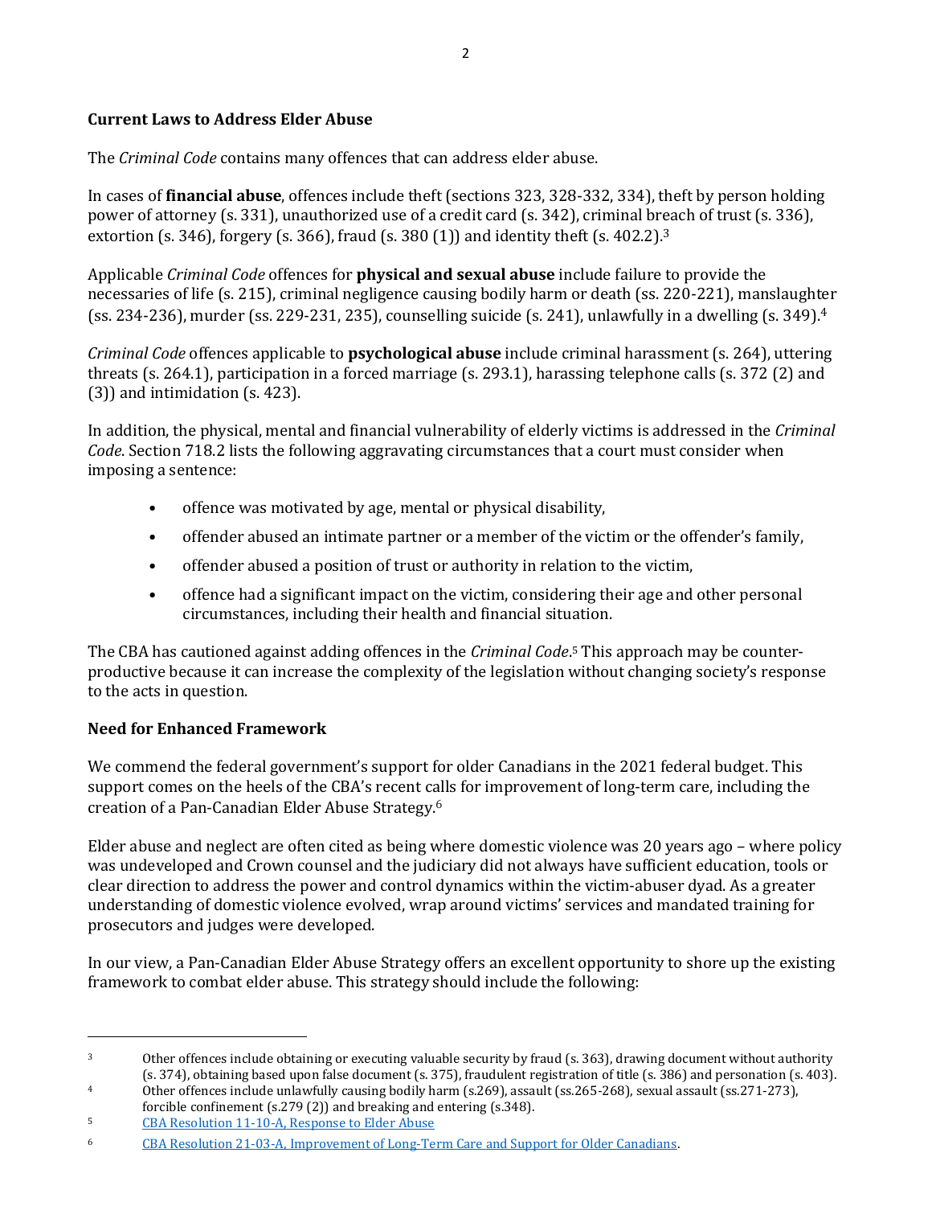## Current Laws to Address Elder Abuse

The *Criminal Code* contains many offences that can address elder abuse.

In cases of **financial abuse**, offences include theft (sections 323, 328-332, 334), theft by person holding power of attorney (s. 331), unauthorized use of a credit card (s. 342), criminal breach of trust (s. 336), extortion (s. 346), forgery (s. 366), fraud (s. 380 (1)) and identity theft (s. 402.2).[3]

Applicable *Criminal Code* offences for **physical and sexual abuse** include failure to provide the necessaries of life (s. 215), criminal negligence causing bodily harm or death (ss. 220-221), manslaughter (ss. 234-236), murder (ss. 229-231, 235), counselling suicide (s. 241), unlawfully in a dwelling (s. 349).[4]

*Criminal Code* offences applicable to **psychological abuse** include criminal harassment (s. 264), uttering threats (s. 264.1), participation in a forced marriage (s. 293.1), harassing telephone calls (s. 372 (2) and (3)) and intimidation (s. 423).

In addition, the physical, mental and financial vulnerability of elderly victims is addressed in the *Criminal Code*. Section 718.2 lists the following aggravating circumstances that a court must consider when imposing a sentence:

- offence was motivated by age, mental or physical disability,
- offender abused an intimate partner or a member of the victim or the offender's family,
- offender abused a position of trust or authority in relation to the victim,
- offence had a significant impact on the victim, considering their age and other personal circumstances, including their health and financial situation.

The CBA has cautioned against adding offences in the *Criminal Code*.[5] This approach may be counter-productive because it can increase the complexity of the legislation without changing society's response to the acts in question.

## Need for Enhanced Framework

We commend the federal government's support for older Canadians in the 2021 federal budget. This support comes on the heels of the CBA's recent calls for improvement of long-term care, including the creation of a Pan-Canadian Elder Abuse Strategy.[6]

Elder abuse and neglect are often cited as being where domestic violence was 20 years ago – where policy was undeveloped and Crown counsel and the judiciary did not always have sufficient education, tools or clear direction to address the power and control dynamics within the victim-abuser dyad. As a greater understanding of domestic violence evolved, wrap around victims' services and mandated training for prosecutors and judges were developed.

In our view, a Pan-Canadian Elder Abuse Strategy offers an excellent opportunity to shore up the existing framework to combat elder abuse. This strategy should include the following:

---

[3] Other offences include obtaining or executing valuable security by fraud (s. 363), drawing document without authority (s. 374), obtaining based upon false document (s. 375), fraudulent registration of title (s. 386) and personation (s. 403).

[4] Other offences include unlawfully causing bodily harm (s.269), assault (ss.265-268), sexual assault (ss.271-273), forcible confinement (s.279 (2)) and breaking and entering (s.348).

[5] CBA Resolution 11-10-A, Response to Elder Abuse

[6] CBA Resolution 21-03-A, Improvement of Long-Term Care and Support for Older Canadians.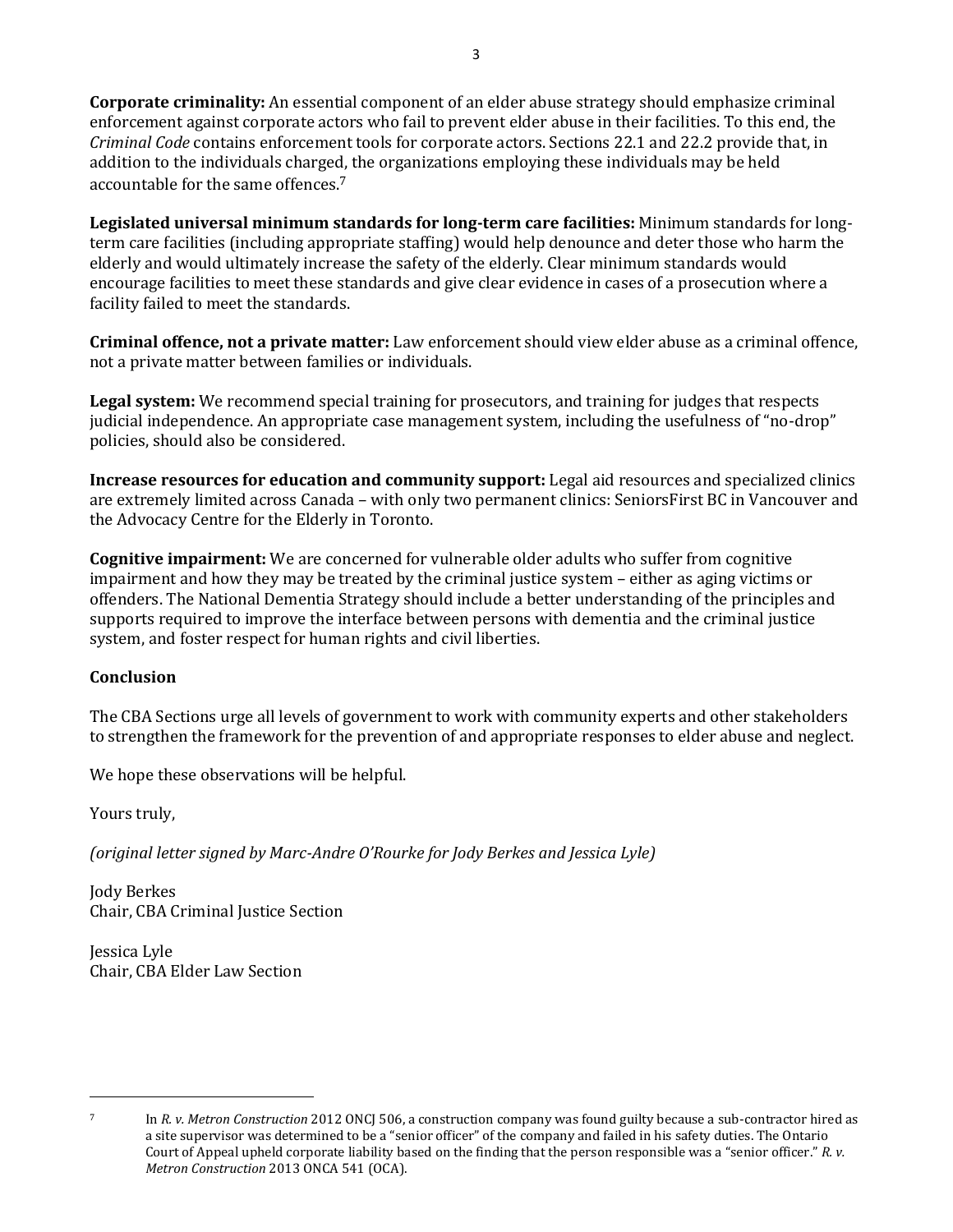**Corporate criminality:** An essential component of an elder abuse strategy should emphasize criminal enforcement against corporate actors who fail to prevent elder abuse in their facilities. To this end, the *Criminal Code* contains enforcement tools for corporate actors. Sections 22.1 and 22.2 provide that, in addition to the individuals charged, the organizations employing these individuals may be held accountable for the same offences.[7]

**Legislated universal minimum standards for long-term care facilities:** Minimum standards for long-term care facilities (including appropriate staffing) would help denounce and deter those who harm the elderly and would ultimately increase the safety of the elderly. Clear minimum standards would encourage facilities to meet these standards and give clear evidence in cases of a prosecution where a facility failed to meet the standards.

**Criminal offence, not a private matter:** Law enforcement should view elder abuse as a criminal offence, not a private matter between families or individuals.

**Legal system:** We recommend special training for prosecutors, and training for judges that respects judicial independence. An appropriate case management system, including the usefulness of "no-drop" policies, should also be considered.

**Increase resources for education and community support:** Legal aid resources and specialized clinics are extremely limited across Canada – with only two permanent clinics: SeniorsFirst BC in Vancouver and the Advocacy Centre for the Elderly in Toronto.

**Cognitive impairment:** We are concerned for vulnerable older adults who suffer from cognitive impairment and how they may be treated by the criminal justice system – either as aging victims or offenders. The National Dementia Strategy should include a better understanding of the principles and supports required to improve the interface between persons with dementia and the criminal justice system, and foster respect for human rights and civil liberties.

**Conclusion**

The CBA Sections urge all levels of government to work with community experts and other stakeholders to strengthen the framework for the prevention of and appropriate responses to elder abuse and neglect.

We hope these observations will be helpful.

Yours truly,

*(original letter signed by Marc-Andre O'Rourke for Jody Berkes and Jessica Lyle)*

Jody Berkes
Chair, CBA Criminal Justice Section

Jessica Lyle
Chair, CBA Elder Law Section

---

[7] In *R. v. Metron Construction* 2012 ONCJ 506, a construction company was found guilty because a sub-contractor hired as a site supervisor was determined to be a "senior officer" of the company and failed in his safety duties. The Ontario Court of Appeal upheld corporate liability based on the finding that the person responsible was a "senior officer." *R. v. Metron Construction* 2013 ONCA 541 (OCA).